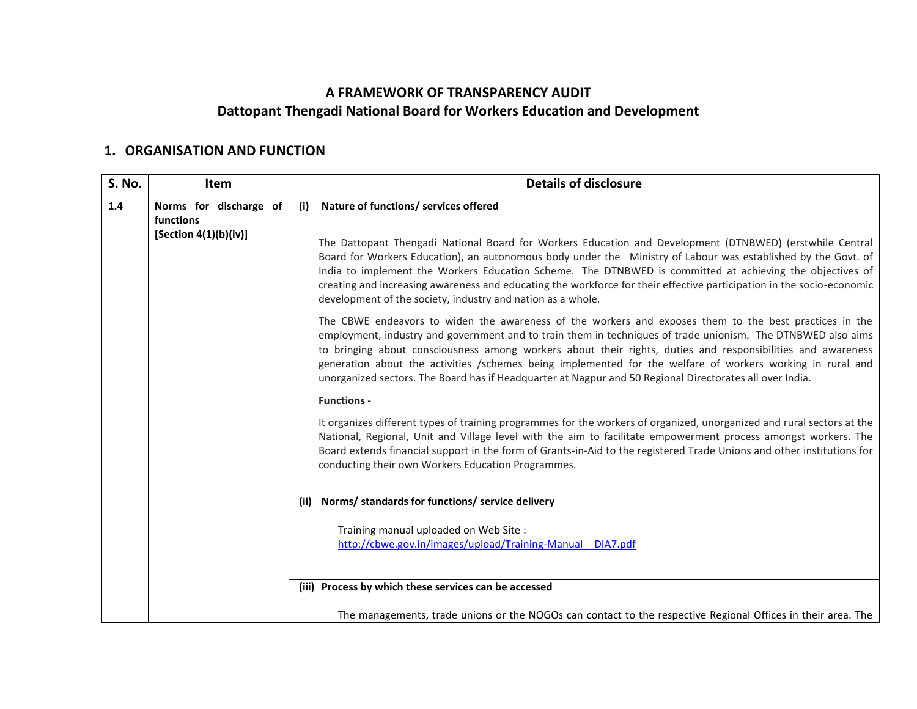# A FRAMEWORK OF TRANSPARENCY AUDIT
# Dattopant Thengadi National Board for Workers Education and Development

## 1. ORGANISATION AND FUNCTION

| S. No. | Item | Details of disclosure |
|---|---|---|
| 1.4 | **Norms for discharge of functions [Section 4(1)(b)(iv)]** | **(i) Nature of functions/ services offered**<br><br>The Dattopant Thengadi National Board for Workers Education and Development (DTNBWED) (erstwhile Central Board for Workers Education), an autonomous body under the Ministry of Labour was established by the Govt. of India to implement the Workers Education Scheme. The DTNBWED is committed at achieving the objectives of creating and increasing awareness and educating the workforce for their effective participation in the socio-economic development of the society, industry and nation as a whole.<br><br>The CBWE endeavors to widen the awareness of the workers and exposes them to the best practices in the employment, industry and government and to train them in techniques of trade unionism. The DTNBWED also aims to bringing about consciousness among workers about their rights, duties and responsibilities and awareness generation about the activities /schemes being implemented for the welfare of workers working in rural and unorganized sectors. The Board has if Headquarter at Nagpur and 50 Regional Directorates all over India.<br><br>**Functions -**<br><br>It organizes different types of training programmes for the workers of organized, unorganized and rural sectors at the National, Regional, Unit and Village level with the aim to facilitate empowerment process amongst workers. The Board extends financial support in the form of Grants-in-Aid to the registered Trade Unions and other institutions for conducting their own Workers Education Programmes. |
| | | **(ii) Norms/ standards for functions/ service delivery**<br><br>Training manual uploaded on Web Site :<br>http://cbwe.gov.in/images/upload/Training-Manual__DIA7.pdf |
| | | **(iii) Process by which these services can be accessed**<br><br>The managements, trade unions or the NOGOs can contact to the respective Regional Offices in their area. The |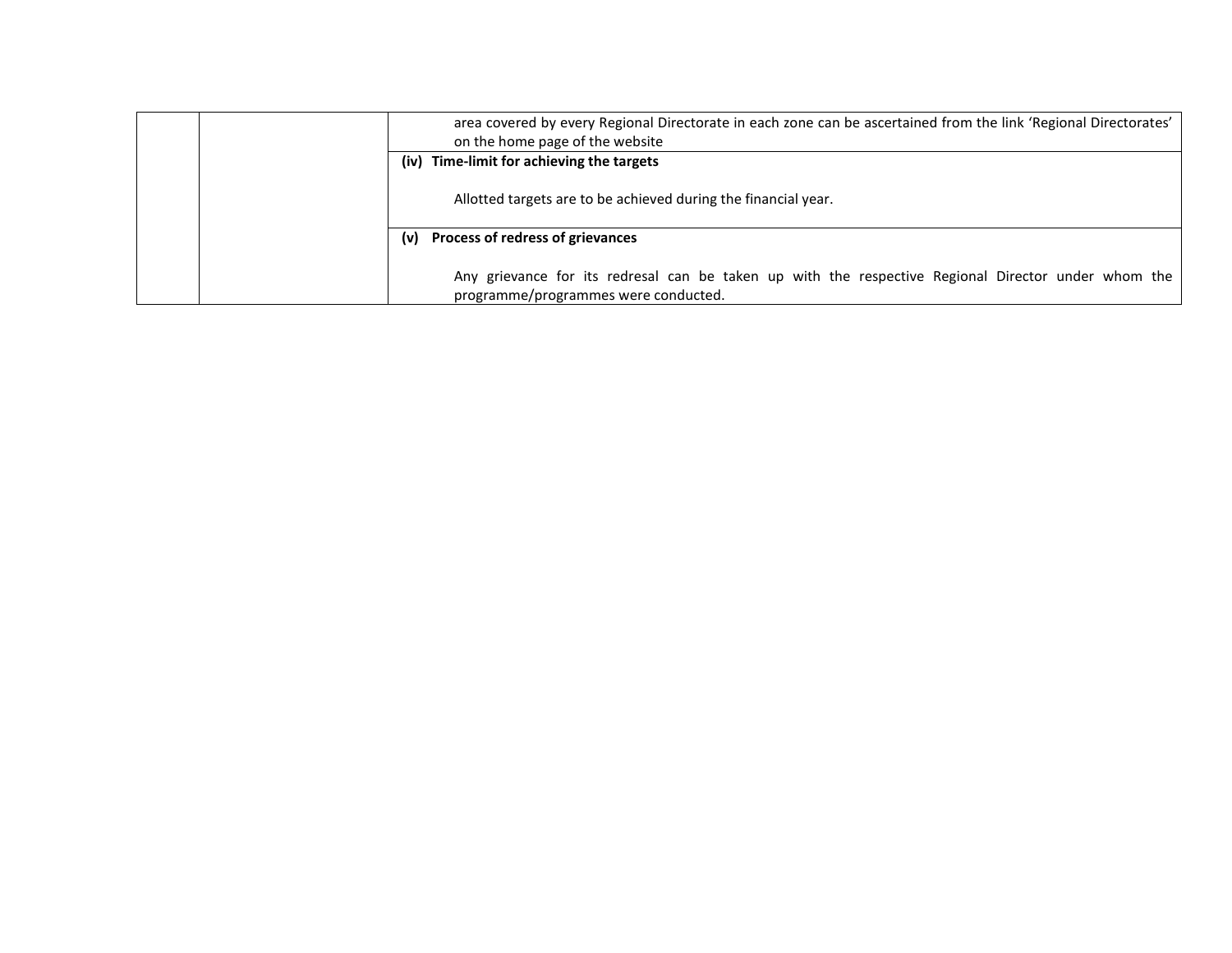| | | |
|---|---|---|
| | | area covered by every Regional Directorate in each zone can be ascertained from the link 'Regional Directorates' on the home page of the website |
| | | **(iv) Time-limit for achieving the targets**<br><br>Allotted targets are to be achieved during the financial year. |
| | | **(v) Process of redress of grievances**<br><br>Any grievance for its redresal can be taken up with the respective Regional Director under whom the programme/programmes were conducted. |